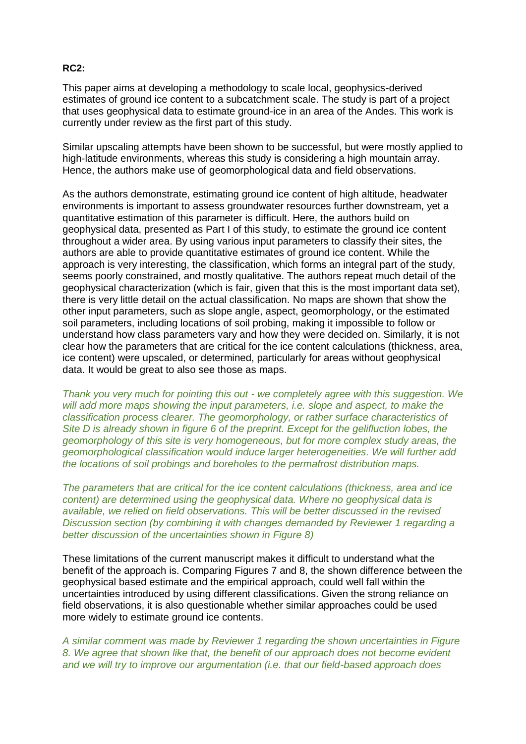**RC2:**

This paper aims at developing a methodology to scale local, geophysics-derived estimates of ground ice content to a subcatchment scale. The study is part of a project that uses geophysical data to estimate ground-ice in an area of the Andes. This work is currently under review as the first part of this study.

Similar upscaling attempts have been shown to be successful, but were mostly applied to high-latitude environments, whereas this study is considering a high mountain array. Hence, the authors make use of geomorphological data and field observations.

As the authors demonstrate, estimating ground ice content of high altitude, headwater environments is important to assess groundwater resources further downstream, yet a quantitative estimation of this parameter is difficult. Here, the authors build on geophysical data, presented as Part I of this study, to estimate the ground ice content throughout a wider area. By using various input parameters to classify their sites, the authors are able to provide quantitative estimates of ground ice content. While the approach is very interesting, the classification, which forms an integral part of the study, seems poorly constrained, and mostly qualitative. The authors repeat much detail of the geophysical characterization (which is fair, given that this is the most important data set), there is very little detail on the actual classification. No maps are shown that show the other input parameters, such as slope angle, aspect, geomorphology, or the estimated soil parameters, including locations of soil probing, making it impossible to follow or understand how class parameters vary and how they were decided on. Similarly, it is not clear how the parameters that are critical for the ice content calculations (thickness, area, ice content) were upscaled, or determined, particularly for areas without geophysical data. It would be great to also see those as maps.

*Thank you very much for pointing this out - we completely agree with this suggestion. We will add more maps showing the input parameters, i.e. slope and aspect, to make the classification process clearer. The geomorphology, or rather surface characteristics of Site D is already shown in figure 6 of the preprint. Except for the gelifluction lobes, the geomorphology of this site is very homogeneous, but for more complex study areas, the geomorphological classification would induce larger heterogeneities. We will further add the locations of soil probings and boreholes to the permafrost distribution maps.*

*The parameters that are critical for the ice content calculations (thickness, area and ice content) are determined using the geophysical data. Where no geophysical data is available, we relied on field observations. This will be better discussed in the revised Discussion section (by combining it with changes demanded by Reviewer 1 regarding a better discussion of the uncertainties shown in Figure 8)*

These limitations of the current manuscript makes it difficult to understand what the benefit of the approach is. Comparing Figures 7 and 8, the shown difference between the geophysical based estimate and the empirical approach, could well fall within the uncertainties introduced by using different classifications. Given the strong reliance on field observations, it is also questionable whether similar approaches could be used more widely to estimate ground ice contents.

*A similar comment was made by Reviewer 1 regarding the shown uncertainties in Figure 8. We agree that shown like that, the benefit of our approach does not become evident and we will try to improve our argumentation (i.e. that our field-based approach does*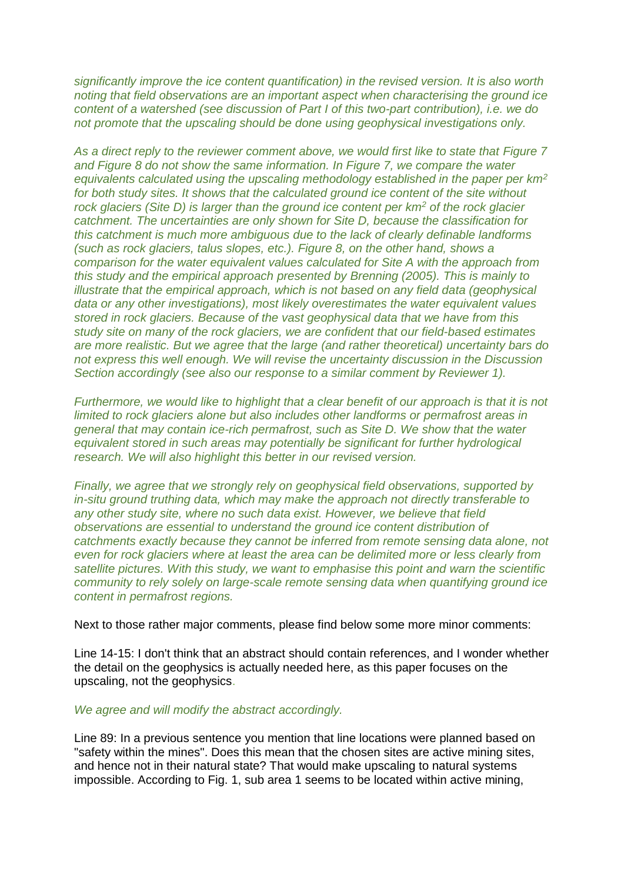*significantly improve the ice content quantification) in the revised version. It is also worth noting that field observations are an important aspect when characterising the ground ice content of a watershed (see discussion of Part I of this two-part contribution), i.e. we do not promote that the upscaling should be done using geophysical investigations only.*

*As a direct reply to the reviewer comment above, we would first like to state that Figure 7 and Figure 8 do not show the same information. In Figure 7, we compare the water equivalents calculated using the upscaling methodology established in the paper per km$^2$ for both study sites. It shows that the calculated ground ice content of the site without rock glaciers (Site D) is larger than the ground ice content per km$^2$ of the rock glacier catchment. The uncertainties are only shown for Site D, because the classification for this catchment is much more ambiguous due to the lack of clearly definable landforms (such as rock glaciers, talus slopes, etc.). Figure 8, on the other hand, shows a comparison for the water equivalent values calculated for Site A with the approach from this study and the empirical approach presented by Brenning (2005). This is mainly to illustrate that the empirical approach, which is not based on any field data (geophysical data or any other investigations), most likely overestimates the water equivalent values stored in rock glaciers. Because of the vast geophysical data that we have from this study site on many of the rock glaciers, we are confident that our field-based estimates are more realistic. But we agree that the large (and rather theoretical) uncertainty bars do not express this well enough. We will revise the uncertainty discussion in the Discussion Section accordingly (see also our response to a similar comment by Reviewer 1).*

*Furthermore, we would like to highlight that a clear benefit of our approach is that it is not limited to rock glaciers alone but also includes other landforms or permafrost areas in general that may contain ice-rich permafrost, such as Site D. We show that the water equivalent stored in such areas may potentially be significant for further hydrological research. We will also highlight this better in our revised version.*

*Finally, we agree that we strongly rely on geophysical field observations, supported by in-situ ground truthing data, which may make the approach not directly transferable to any other study site, where no such data exist. However, we believe that field observations are essential to understand the ground ice content distribution of catchments exactly because they cannot be inferred from remote sensing data alone, not even for rock glaciers where at least the area can be delimited more or less clearly from satellite pictures. With this study, we want to emphasise this point and warn the scientific community to rely solely on large-scale remote sensing data when quantifying ground ice content in permafrost regions.*

Next to those rather major comments, please find below some more minor comments:

Line 14-15: I don't think that an abstract should contain references, and I wonder whether the detail on the geophysics is actually needed here, as this paper focuses on the upscaling, not the geophysics.

*We agree and will modify the abstract accordingly.*

Line 89: In a previous sentence you mention that line locations were planned based on "safety within the mines". Does this mean that the chosen sites are active mining sites, and hence not in their natural state? That would make upscaling to natural systems impossible. According to Fig. 1, sub area 1 seems to be located within active mining,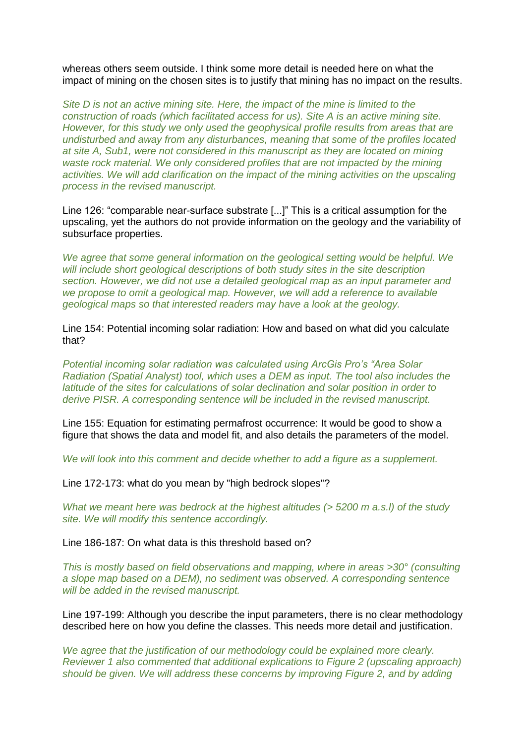whereas others seem outside. I think some more detail is needed here on what the impact of mining on the chosen sites is to justify that mining has no impact on the results.

*Site D is not an active mining site. Here, the impact of the mine is limited to the construction of roads (which facilitated access for us). Site A is an active mining site. However, for this study we only used the geophysical profile results from areas that are undisturbed and away from any disturbances, meaning that some of the profiles located at site A, Sub1, were not considered in this manuscript as they are located on mining waste rock material. We only considered profiles that are not impacted by the mining activities. We will add clarification on the impact of the mining activities on the upscaling process in the revised manuscript.*

Line 126: "comparable near-surface substrate [...]" This is a critical assumption for the upscaling, yet the authors do not provide information on the geology and the variability of subsurface properties.

*We agree that some general information on the geological setting would be helpful. We will include short geological descriptions of both study sites in the site description section. However, we did not use a detailed geological map as an input parameter and we propose to omit a geological map. However, we will add a reference to available geological maps so that interested readers may have a look at the geology.*

Line 154: Potential incoming solar radiation: How and based on what did you calculate that?

*Potential incoming solar radiation was calculated using ArcGis Pro's "Area Solar Radiation (Spatial Analyst) tool, which uses a DEM as input. The tool also includes the latitude of the sites for calculations of solar declination and solar position in order to derive PISR. A corresponding sentence will be included in the revised manuscript.*

Line 155: Equation for estimating permafrost occurrence: It would be good to show a figure that shows the data and model fit, and also details the parameters of the model.

*We will look into this comment and decide whether to add a figure as a supplement.*

Line 172-173: what do you mean by "high bedrock slopes"?

*What we meant here was bedrock at the highest altitudes (> 5200 m a.s.l) of the study site. We will modify this sentence accordingly.*

Line 186-187: On what data is this threshold based on?

*This is mostly based on field observations and mapping, where in areas >30° (consulting a slope map based on a DEM), no sediment was observed. A corresponding sentence will be added in the revised manuscript.*

Line 197-199: Although you describe the input parameters, there is no clear methodology described here on how you define the classes. This needs more detail and justification.

*We agree that the justification of our methodology could be explained more clearly. Reviewer 1 also commented that additional explications to Figure 2 (upscaling approach) should be given. We will address these concerns by improving Figure 2, and by adding*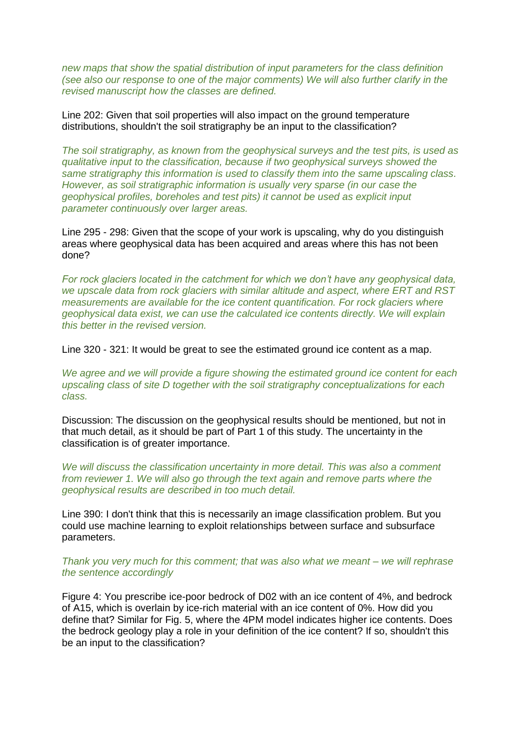*new maps that show the spatial distribution of input parameters for the class definition (see also our response to one of the major comments) We will also further clarify in the revised manuscript how the classes are defined.*

Line 202: Given that soil properties will also impact on the ground temperature distributions, shouldn't the soil stratigraphy be an input to the classification?

*The soil stratigraphy, as known from the geophysical surveys and the test pits, is used as qualitative input to the classification, because if two geophysical surveys showed the same stratigraphy this information is used to classify them into the same upscaling class. However, as soil stratigraphic information is usually very sparse (in our case the geophysical profiles, boreholes and test pits) it cannot be used as explicit input parameter continuously over larger areas.*

Line 295 - 298: Given that the scope of your work is upscaling, why do you distinguish areas where geophysical data has been acquired and areas where this has not been done?

*For rock glaciers located in the catchment for which we don't have any geophysical data, we upscale data from rock glaciers with similar altitude and aspect, where ERT and RST measurements are available for the ice content quantification. For rock glaciers where geophysical data exist, we can use the calculated ice contents directly. We will explain this better in the revised version.*

Line 320 - 321: It would be great to see the estimated ground ice content as a map.

*We agree and we will provide a figure showing the estimated ground ice content for each upscaling class of site D together with the soil stratigraphy conceptualizations for each class.*

Discussion: The discussion on the geophysical results should be mentioned, but not in that much detail, as it should be part of Part 1 of this study. The uncertainty in the classification is of greater importance.

*We will discuss the classification uncertainty in more detail. This was also a comment from reviewer 1. We will also go through the text again and remove parts where the geophysical results are described in too much detail.*

Line 390: I don't think that this is necessarily an image classification problem. But you could use machine learning to exploit relationships between surface and subsurface parameters.

*Thank you very much for this comment; that was also what we meant – we will rephrase the sentence accordingly*

Figure 4: You prescribe ice-poor bedrock of D02 with an ice content of 4%, and bedrock of A15, which is overlain by ice-rich material with an ice content of 0%. How did you define that? Similar for Fig. 5, where the 4PM model indicates higher ice contents. Does the bedrock geology play a role in your definition of the ice content? If so, shouldn't this be an input to the classification?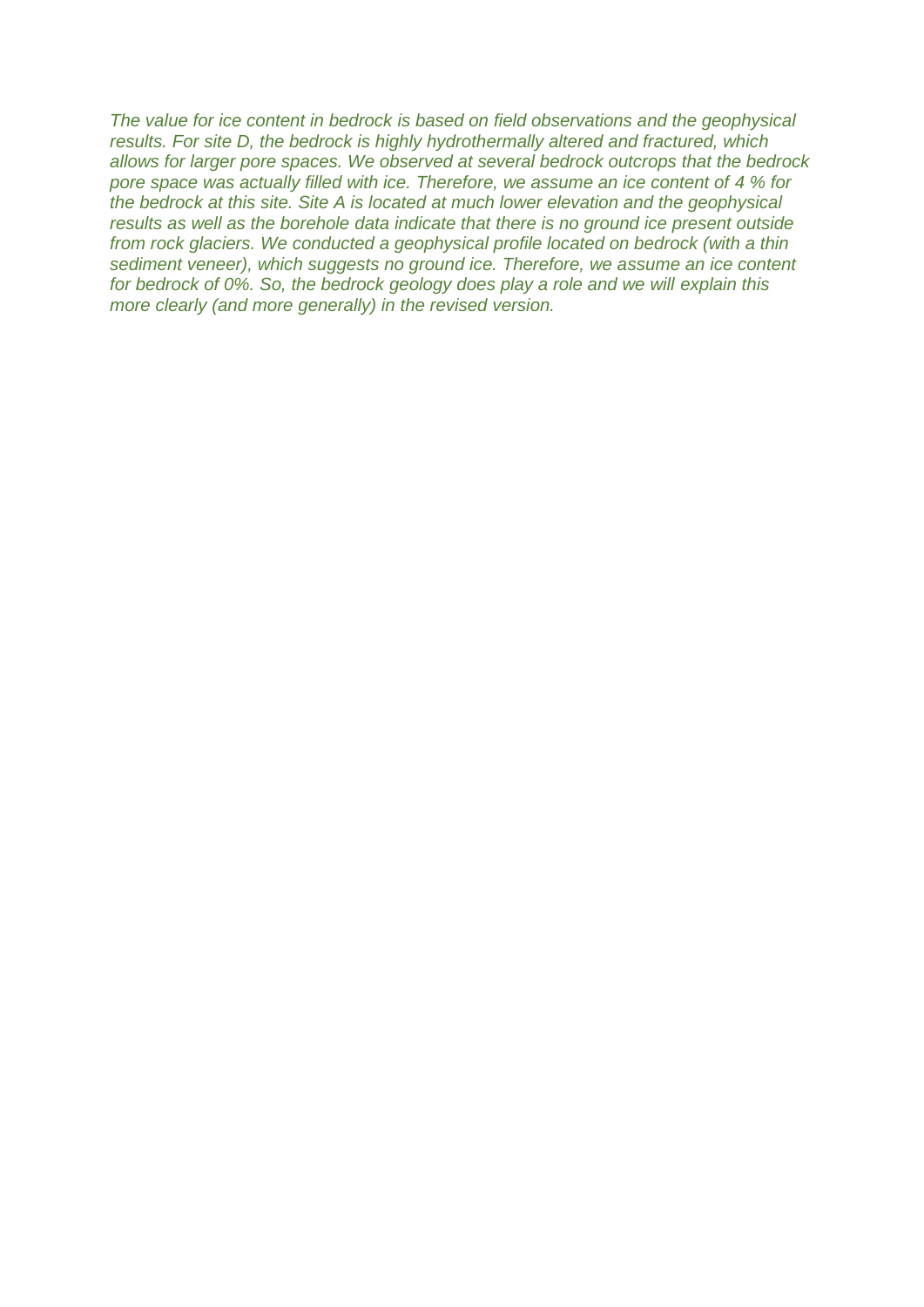*The value for ice content in bedrock is based on field observations and the geophysical results. For site D, the bedrock is highly hydrothermally altered and fractured, which allows for larger pore spaces. We observed at several bedrock outcrops that the bedrock pore space was actually filled with ice. Therefore, we assume an ice content of 4 % for the bedrock at this site. Site A is located at much lower elevation and the geophysical results as well as the borehole data indicate that there is no ground ice present outside from rock glaciers. We conducted a geophysical profile located on bedrock (with a thin sediment veneer), which suggests no ground ice. Therefore, we assume an ice content for bedrock of 0%. So, the bedrock geology does play a role and we will explain this more clearly (and more generally) in the revised version.*